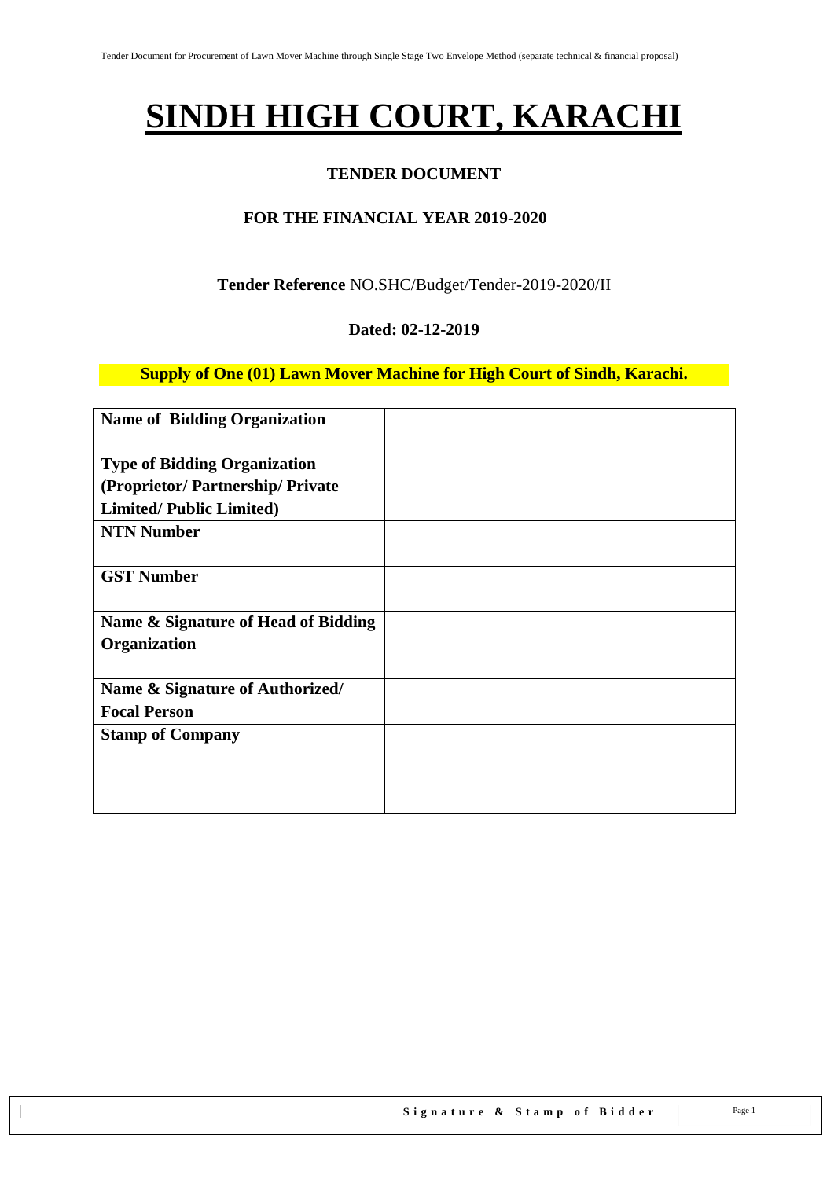# SINDH HIGH COURT, KARACHI

## TENDER DOCUMENT

### FOR THE FINANCIAL YEAR 2019-2020

**Tender Reference** NO.SHC/Budget/Tender-2019-2020/II

**Dated: 02-12-2019**

**Supply of One (01) Lawn Mover Machine for High Court of Sindh, Karachi.**

| | |
|---|---|
| **Name of Bidding Organization** | |
| **Type of Bidding Organization (Proprietor/ Partnership/ Private Limited/ Public Limited)** | |
| **NTN Number** | |
| **GST Number** | |
| **Name & Signature of Head of Bidding Organization** | |
| **Name & Signature of Authorized/ Focal Person** | |
| **Stamp of Company** | |

**Signature & Stamp of Bidder**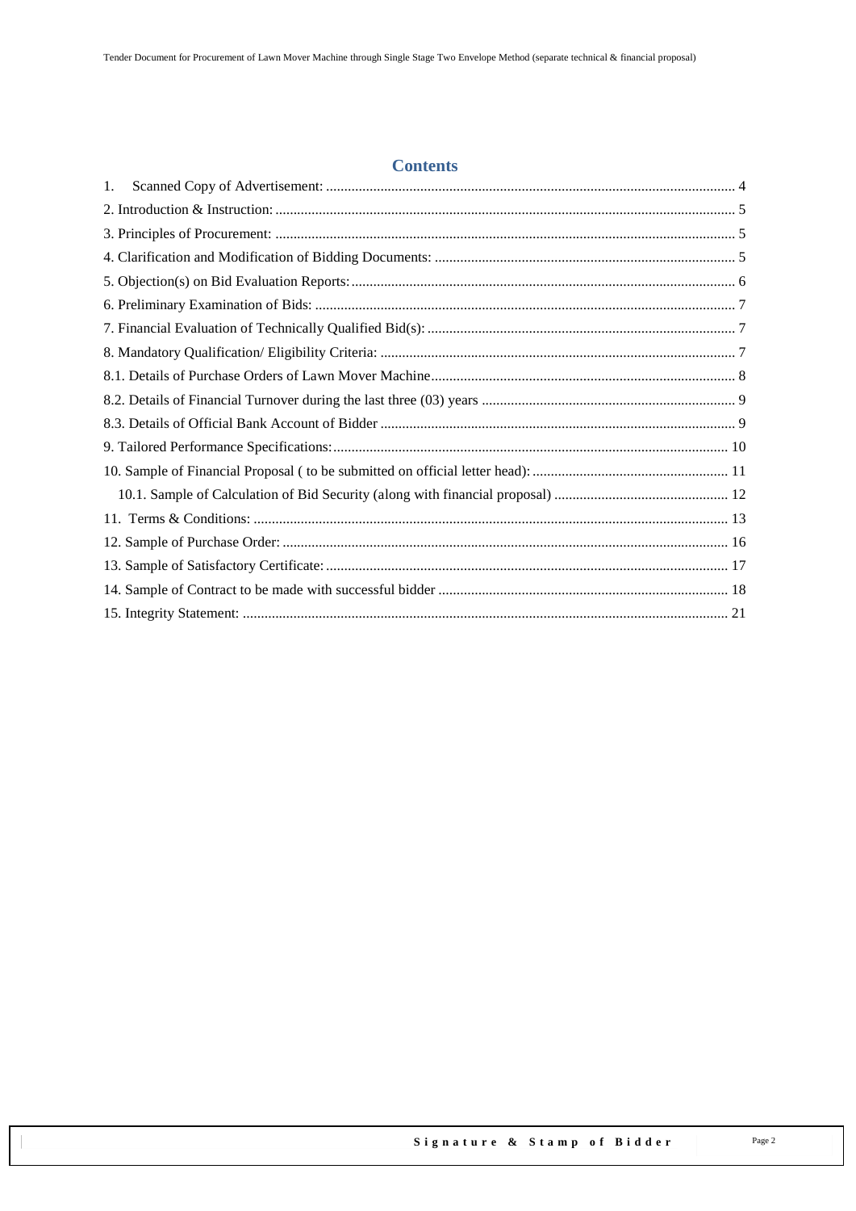## Contents

1. Scanned Copy of Advertisement: ........ 4
2. Introduction & Instruction: ........ 5
3. Principles of Procurement: ........ 5
4. Clarification and Modification of Bidding Documents: ........ 5
5. Objection(s) on Bid Evaluation Reports: ........ 6
6. Preliminary Examination of Bids: ........ 7
7. Financial Evaluation of Technically Qualified Bid(s): ........ 7
8. Mandatory Qualification/ Eligibility Criteria: ........ 7
8.1. Details of Purchase Orders of Lawn Mover Machine ........ 8
8.2. Details of Financial Turnover during the last three (03) years ........ 9
8.3. Details of Official Bank Account of Bidder ........ 9
9. Tailored Performance Specifications: ........ 10
10. Sample of Financial Proposal ( to be submitted on official letter head): ........ 11
    10.1. Sample of Calculation of Bid Security (along with financial proposal) ........ 12
11. Terms & Conditions: ........ 13
12. Sample of Purchase Order: ........ 16
13. Sample of Satisfactory Certificate: ........ 17
14. Sample of Contract to be made with successful bidder ........ 18
15. Integrity Statement: ........ 21

Signature & Stamp of Bidder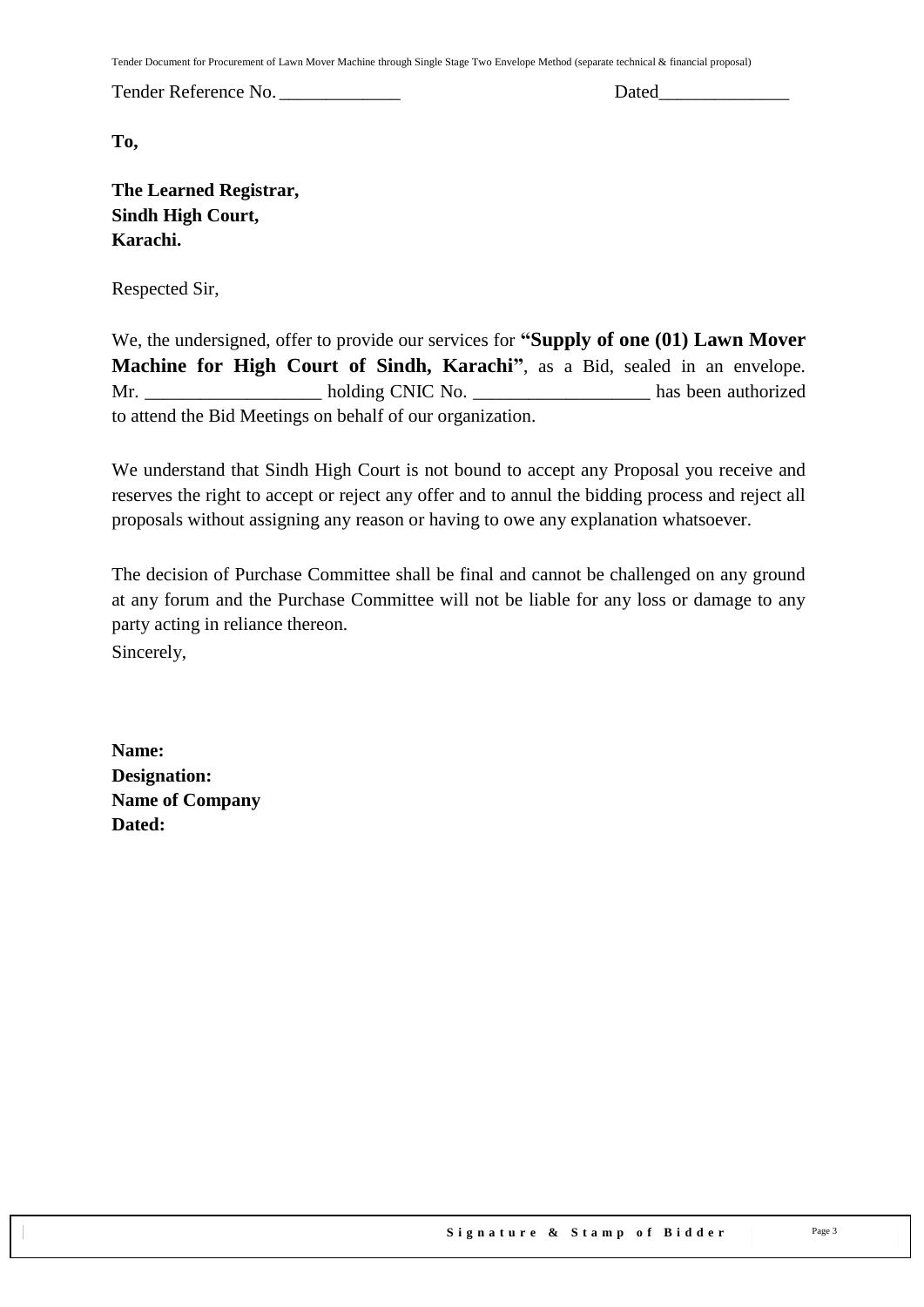Tender Reference No. _____________ Dated______________

**To,**

**The Learned Registrar,**
**Sindh High Court,**
**Karachi.**

Respected Sir,

We, the undersigned, offer to provide our services for **"Supply of one (01) Lawn Mover Machine for High Court of Sindh, Karachi"**, as a Bid, sealed in an envelope. Mr. __________________ holding CNIC No. __________________ has been authorized to attend the Bid Meetings on behalf of our organization.

We understand that Sindh High Court is not bound to accept any Proposal you receive and reserves the right to accept or reject any offer and to annul the bidding process and reject all proposals without assigning any reason or having to owe any explanation whatsoever.

The decision of Purchase Committee shall be final and cannot be challenged on any ground at any forum and the Purchase Committee will not be liable for any loss or damage to any party acting in reliance thereon.

Sincerely,

**Name:**
**Designation:**
**Name of Company**
**Dated:**

**Signature & Stamp of Bidder**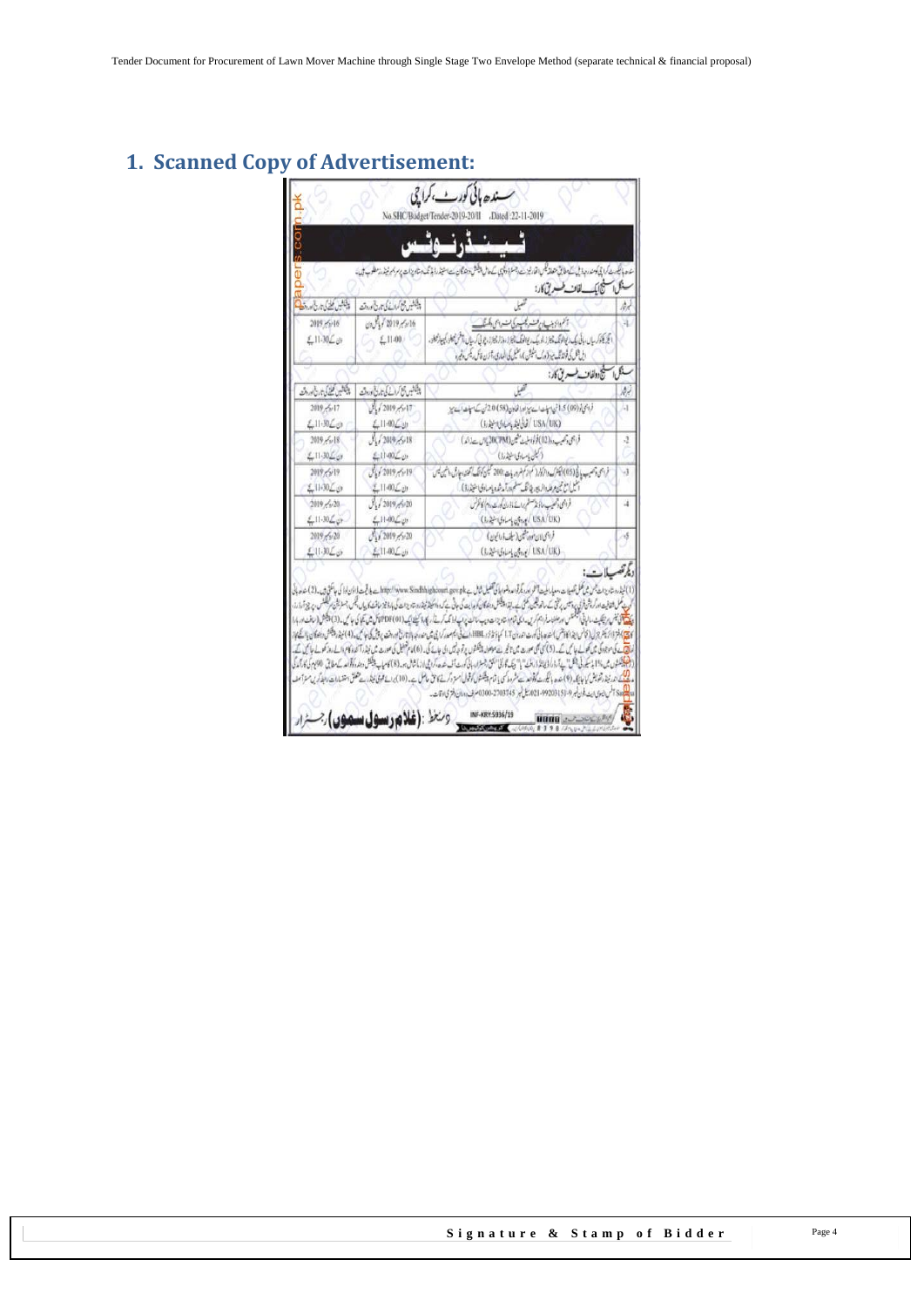# 1. Scanned Copy of Advertisement:

**سندھ ہائی کورٹ، کراچی**

No.SHC/Budget/Tender-2019-20/II .Dated :22-11-2019

## ٹینڈر نوٹس

**سنگل اسٹیج ایک لفافہ طریقِ کار:**

| نمبر شمار | تفصیل | بڈز جمع کروانے کی تاریخ اور وقت | بڈز کھلنے کی تاریخ اور وقت |
|---|---|---|---|
| 1 | | 16 دسمبر 2019 کو صبح 11:00 بجے | 16 دسمبر 2019 دن کے 11:30 بجے |

**سنگل اسٹیج دو لفافہ طریقِ کار:**

| نمبر شمار | تفصیل | بڈز جمع کروانے کی تاریخ اور وقت | بڈز کھلنے کی تاریخ اور وقت |
|---|---|---|---|
| 1 | (USA/UK) | 17 دسمبر 2019 کو صبح 11:00 بجے | 17 دسمبر 2019 دن کے 11:30 بجے |
| 2 | فراہمی و تنصیب (02) فوٹو اسٹیٹ مشین (30CPM) | 18 دسمبر 2019 کو صبح 11:00 بجے | 18 دسمبر 2019 دن کے 11:30 بجے |
| 3 | | 19 دسمبر 2019 کو صبح 11:00 بجے | 19 دسمبر 2019 دن کے 11:30 بجے |
| 4 | (USA/UK) | 20 دسمبر 2019 کو صبح 11:00 بجے | 20 دسمبر 2019 دن کے 11:30 بجے |
| 5 | فراہمی لان موور مشین (USA/UK) | 20 دسمبر 2019 کو صبح 11:00 بجے | 20 دسمبر 2019 دن کے 11:30 بجے |

**دیگر تفصیلات:**

http://www.Sindhhighcourt.gov.pk

INF-KRY:5936/19

**(غلام رسول سموں) رجسٹرار**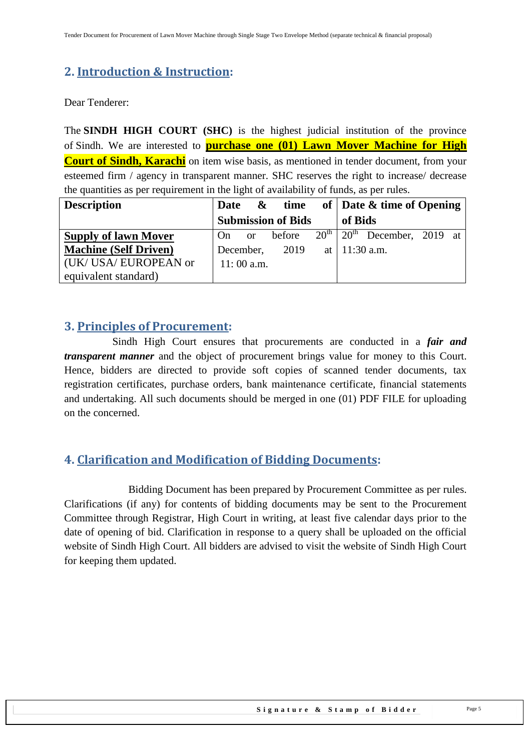## 2. Introduction & Instruction:

Dear Tenderer:

The **SINDH HIGH COURT (SHC)** is the highest judicial institution of the province of Sindh. We are interested to **purchase one (01) Lawn Mover Machine for High Court of Sindh, Karachi** on item wise basis, as mentioned in tender document, from your esteemed firm / agency in transparent manner. SHC reserves the right to increase/ decrease the quantities as per requirement in the light of availability of funds, as per rules.

| Description | Date & time of Submission of Bids | Date & time of Opening of Bids |
|---|---|---|
| **Supply of lawn Mover Machine (Self Driven)** (UK/ USA/ EUROPEAN or equivalent standard) | On or before 20th December, 2019 at 11: 00 a.m. | 20th December, 2019 at 11:30 a.m. |

## 3. Principles of Procurement:

Sindh High Court ensures that procurements are conducted in a ***fair and transparent manner*** and the object of procurement brings value for money to this Court. Hence, bidders are directed to provide soft copies of scanned tender documents, tax registration certificates, purchase orders, bank maintenance certificate, financial statements and undertaking. All such documents should be merged in one (01) PDF FILE for uploading on the concerned.

## 4. Clarification and Modification of Bidding Documents:

Bidding Document has been prepared by Procurement Committee as per rules. Clarifications (if any) for contents of bidding documents may be sent to the Procurement Committee through Registrar, High Court in writing, at least five calendar days prior to the date of opening of bid. Clarification in response to a query shall be uploaded on the official website of Sindh High Court. All bidders are advised to visit the website of Sindh High Court for keeping them updated.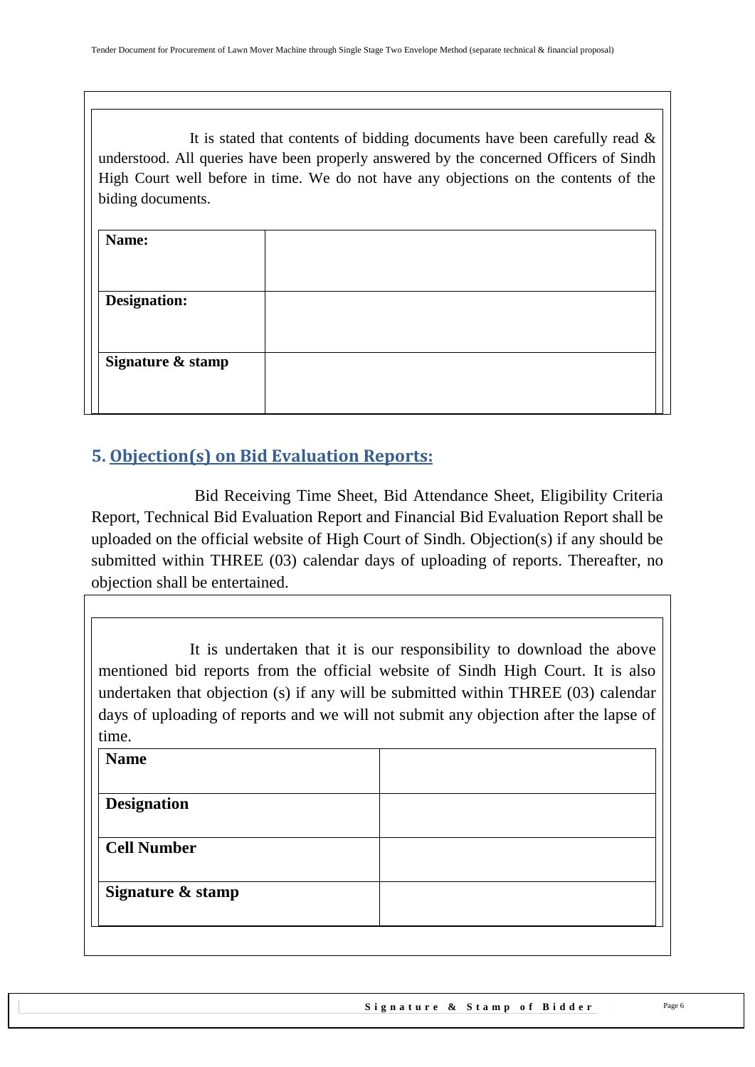It is stated that contents of bidding documents have been carefully read & understood. All queries have been properly answered by the concerned Officers of Sindh High Court well before in time. We do not have any objections on the contents of the biding documents.

| **Name:** | |
|---|---|
| **Designation:** | |
| **Signature & stamp** | |

## 5. Objection(s) on Bid Evaluation Reports:

Bid Receiving Time Sheet, Bid Attendance Sheet, Eligibility Criteria Report, Technical Bid Evaluation Report and Financial Bid Evaluation Report shall be uploaded on the official website of High Court of Sindh. Objection(s) if any should be submitted within THREE (03) calendar days of uploading of reports. Thereafter, no objection shall be entertained.

It is undertaken that it is our responsibility to download the above mentioned bid reports from the official website of Sindh High Court. It is also undertaken that objection (s) if any will be submitted within THREE (03) calendar days of uploading of reports and we will not submit any objection after the lapse of time.

| **Name** | |
|---|---|
| **Designation** | |
| **Cell Number** | |
| **Signature & stamp** | |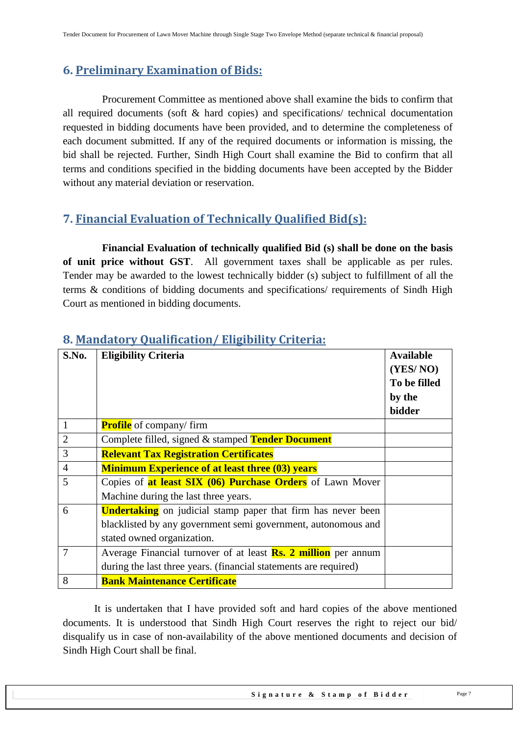## 6. Preliminary Examination of Bids:

Procurement Committee as mentioned above shall examine the bids to confirm that all required documents (soft & hard copies) and specifications/ technical documentation requested in bidding documents have been provided, and to determine the completeness of each document submitted. If any of the required documents or information is missing, the bid shall be rejected. Further, Sindh High Court shall examine the Bid to confirm that all terms and conditions specified in the bidding documents have been accepted by the Bidder without any material deviation or reservation.

## 7. Financial Evaluation of Technically Qualified Bid(s):

**Financial Evaluation of technically qualified Bid (s) shall be done on the basis of unit price without GST**. All government taxes shall be applicable as per rules. Tender may be awarded to the lowest technically bidder (s) subject to fulfillment of all the terms & conditions of bidding documents and specifications/ requirements of Sindh High Court as mentioned in bidding documents.

## 8. Mandatory Qualification/ Eligibility Criteria:

| S.No. | Eligibility Criteria | Available (YES/ NO) To be filled by the bidder |
|---|---|---|
| 1 | **Profile** of company/ firm | |
| 2 | Complete filled, signed & stamped **Tender Document** | |
| 3 | **Relevant Tax Registration Certificates** | |
| 4 | **Minimum Experience of at least three (03) years** | |
| 5 | Copies of **at least SIX (06) Purchase Orders** of Lawn Mover Machine during the last three years. | |
| 6 | **Undertaking** on judicial stamp paper that firm has never been blacklisted by any government semi government, autonomous and stated owned organization. | |
| 7 | Average Financial turnover of at least **Rs. 2 million** per annum during the last three years. (financial statements are required) | |
| 8 | **Bank Maintenance Certificate** | |

It is undertaken that I have provided soft and hard copies of the above mentioned documents. It is understood that Sindh High Court reserves the right to reject our bid/ disqualify us in case of non-availability of the above mentioned documents and decision of Sindh High Court shall be final.

Signature & Stamp of Bidder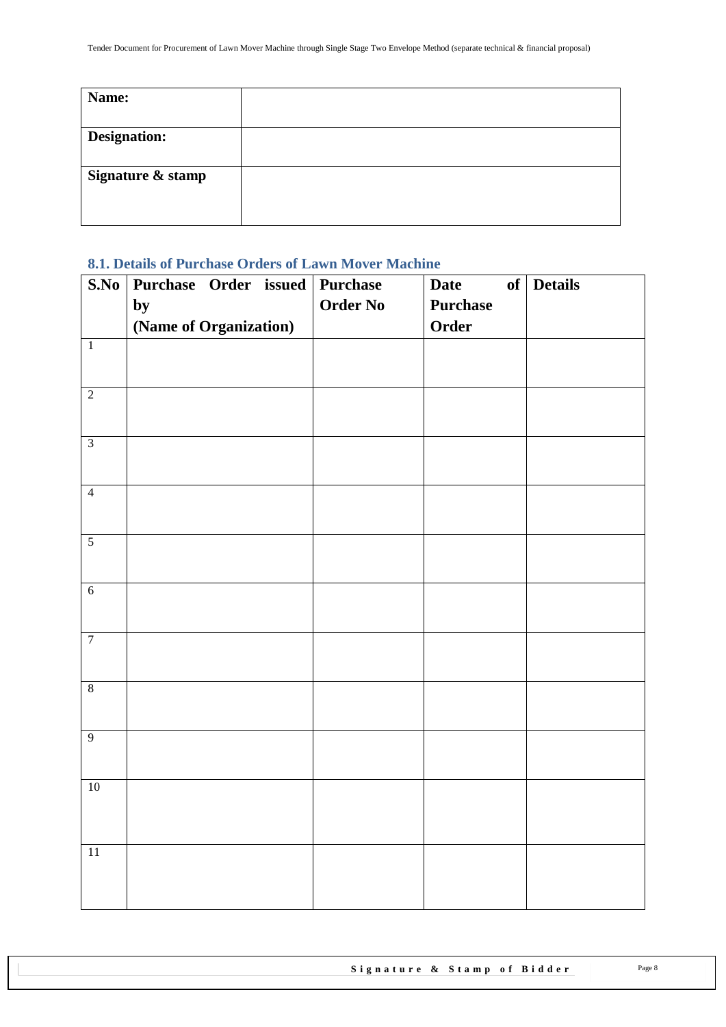| Name: | |
|---|---|
| Designation: | |
| Signature & stamp | |

### 8.1. Details of Purchase Orders of Lawn Mover Machine

| S.No | Purchase Order issued by (Name of Organization) | Purchase Order No | Date of Purchase Order | Details |
|---|---|---|---|---|
| 1 | | | | |
| 2 | | | | |
| 3 | | | | |
| 4 | | | | |
| 5 | | | | |
| 6 | | | | |
| 7 | | | | |
| 8 | | | | |
| 9 | | | | |
| 10 | | | | |
| 11 | | | | |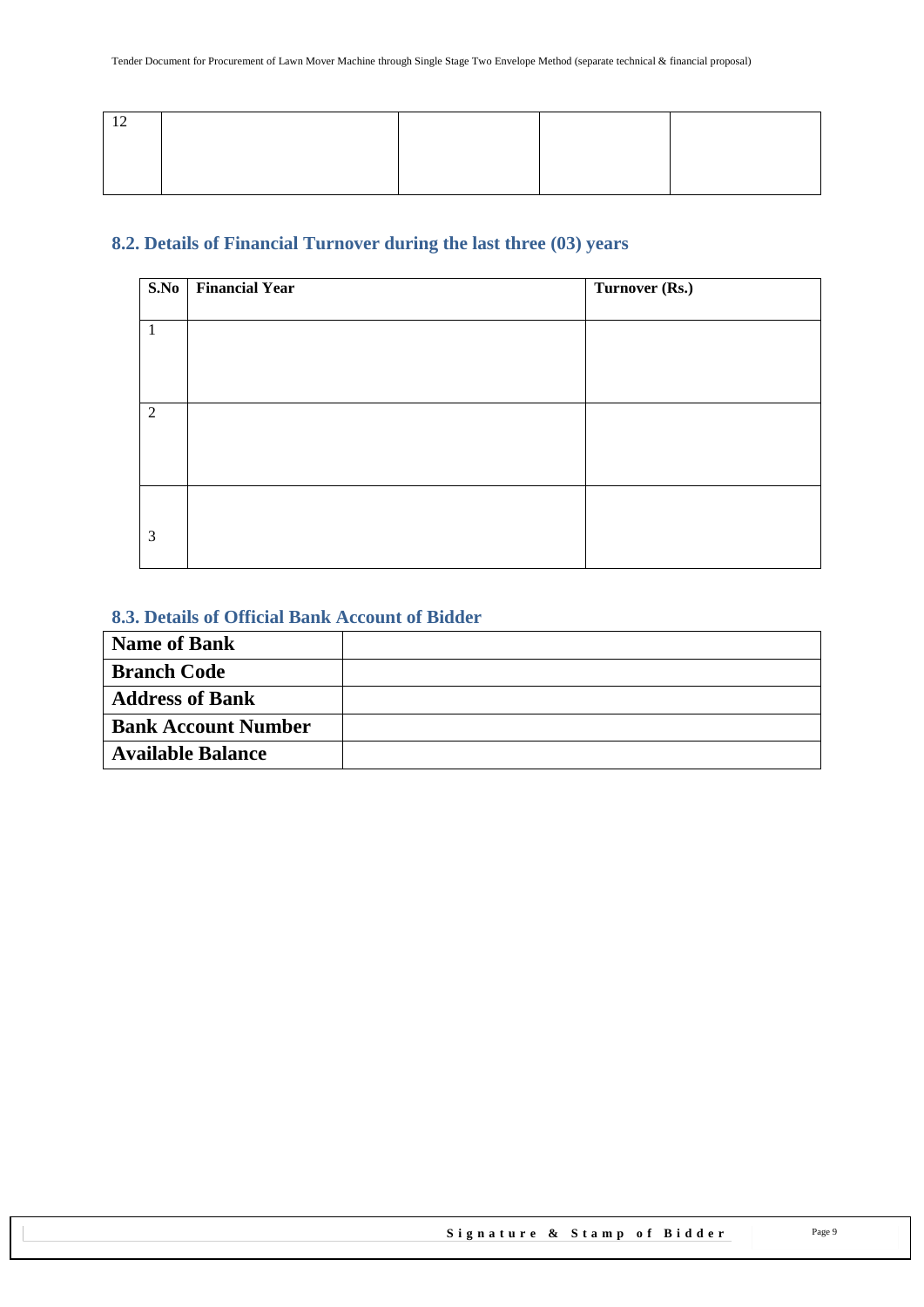| 12 | | | | |
|---|---|---|---|---|

## 8.2. Details of Financial Turnover during the last three (03) years

| S.No | Financial Year | Turnover (Rs.) |
|---|---|---|
| 1 | | |
| 2 | | |
| 3 | | |

## 8.3. Details of Official Bank Account of Bidder

| Name of Bank | |
|---|---|
| Branch Code | |
| Address of Bank | |
| Bank Account Number | |
| Available Balance | |

Signature & Stamp of Bidder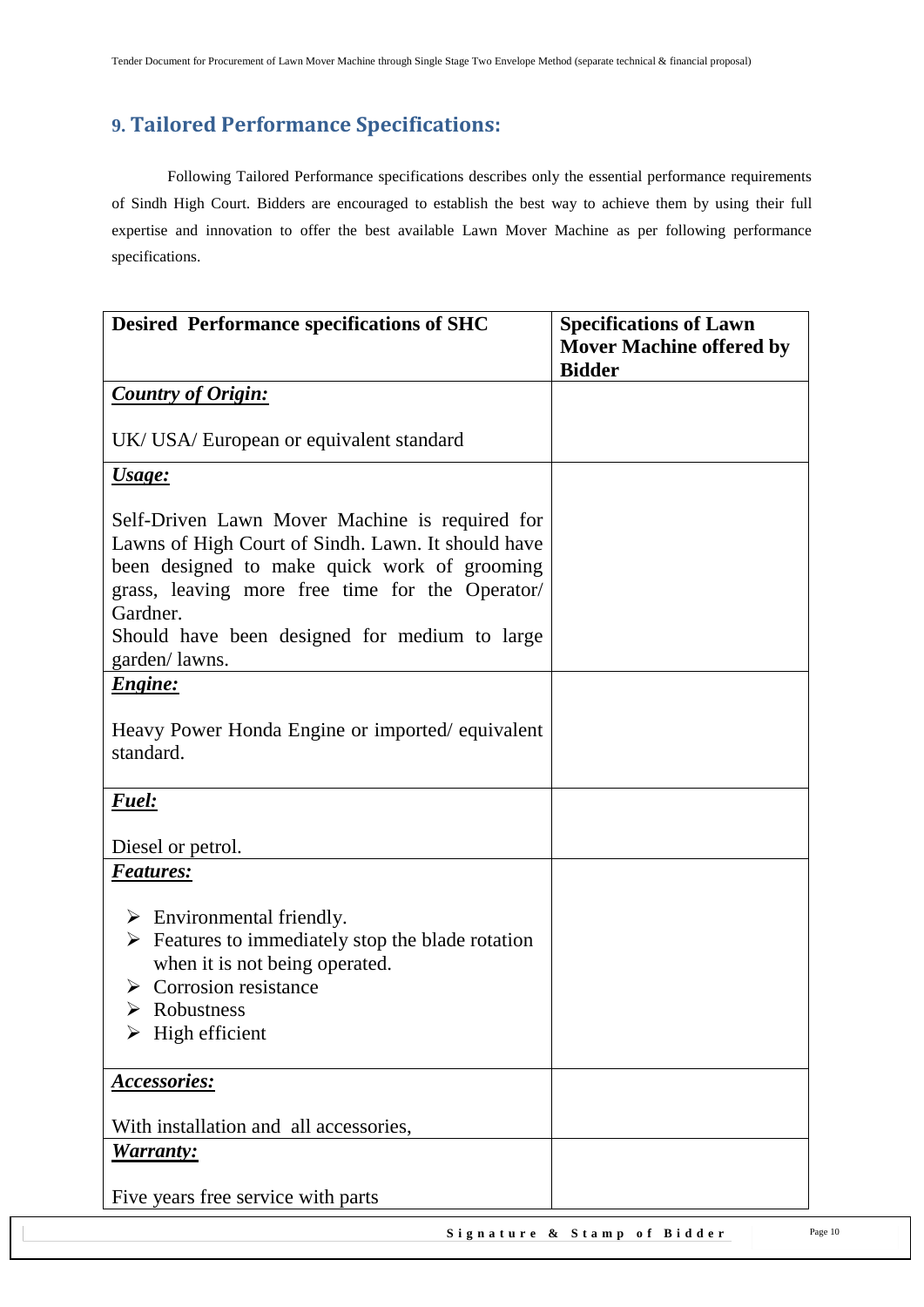## 9. Tailored Performance Specifications:

Following Tailored Performance specifications describes only the essential performance requirements of Sindh High Court. Bidders are encouraged to establish the best way to achieve them by using their full expertise and innovation to offer the best available Lawn Mover Machine as per following performance specifications.

| Desired Performance specifications of SHC | Specifications of Lawn Mover Machine offered by Bidder |
|---|---|
| ***Country of Origin:***<br><br>UK/ USA/ European or equivalent standard | |
| ***Usage:***<br><br>Self-Driven Lawn Mover Machine is required for Lawns of High Court of Sindh. Lawn. It should have been designed to make quick work of grooming grass, leaving more free time for the Operator/ Gardner.<br>Should have been designed for medium to large garden/ lawns. | |
| ***Engine:***<br><br>Heavy Power Honda Engine or imported/ equivalent standard. | |
| ***Fuel:***<br><br>Diesel or petrol. | |
| ***Features:***<br><br>➢ Environmental friendly.<br>➢ Features to immediately stop the blade rotation when it is not being operated.<br>➢ Corrosion resistance<br>➢ Robustness<br>➢ High efficient | |
| ***Accessories:***<br><br>With installation and all accessories, | |
| ***Warranty:***<br><br>Five years free service with parts | |

**Signature & Stamp of Bidder**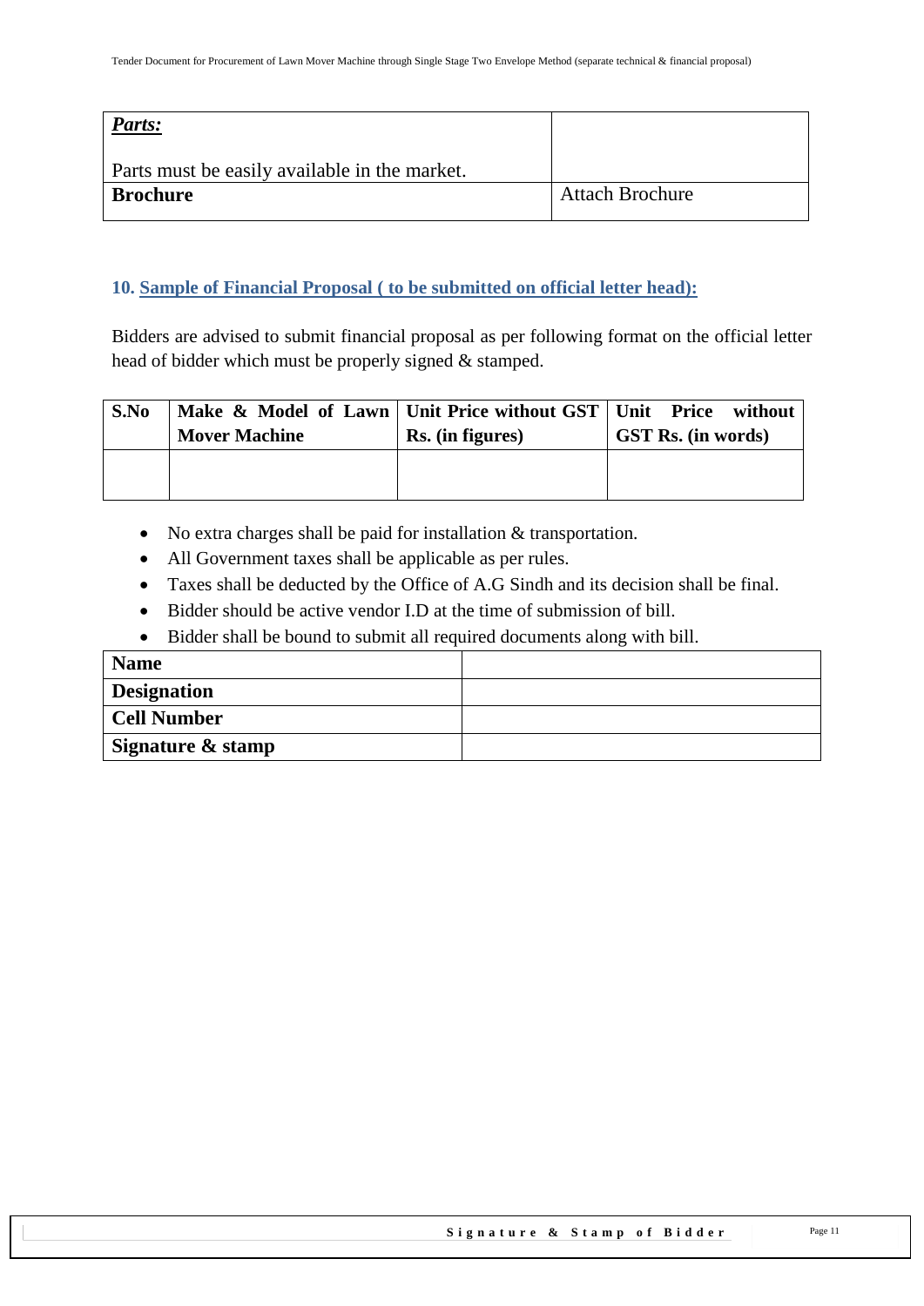| ***Parts:*** Parts must be easily available in the market. | |
|---|---|
| **Brochure** | Attach Brochure |

## 10. Sample of Financial Proposal ( to be submitted on official letter head):

Bidders are advised to submit financial proposal as per following format on the official letter head of bidder which must be properly signed & stamped.

| S.No | Make & Model of Lawn Mover Machine | Unit Price without GST Rs. (in figures) | Unit Price without GST Rs. (in words) |
|---|---|---|---|
| | | | |

- No extra charges shall be paid for installation & transportation.
- All Government taxes shall be applicable as per rules.
- Taxes shall be deducted by the Office of A.G Sindh and its decision shall be final.
- Bidder should be active vendor I.D at the time of submission of bill.
- Bidder shall be bound to submit all required documents along with bill.

| **Name** | |
|---|---|
| **Designation** | |
| **Cell Number** | |
| **Signature & stamp** | |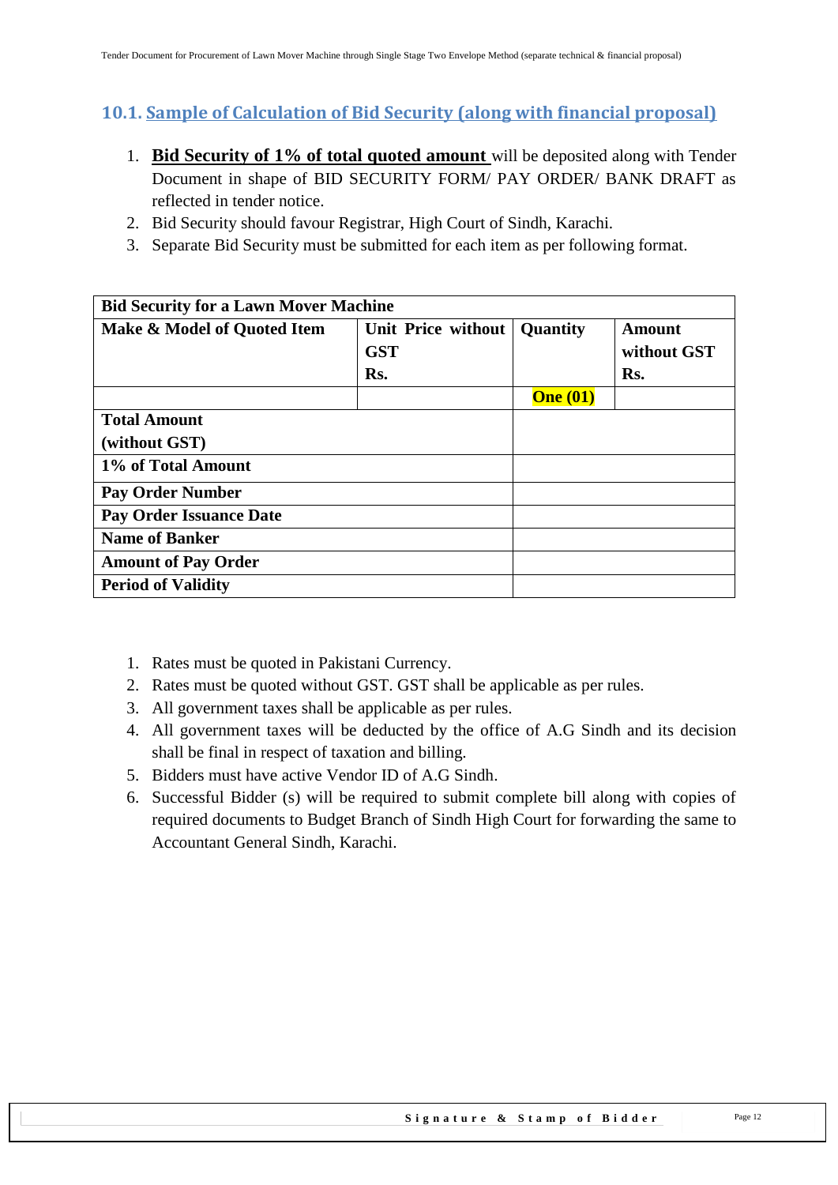## 10.1. Sample of Calculation of Bid Security (along with financial proposal)

1. **Bid Security of 1% of total quoted amount** will be deposited along with Tender Document in shape of BID SECURITY FORM/ PAY ORDER/ BANK DRAFT as reflected in tender notice.
2. Bid Security should favour Registrar, High Court of Sindh, Karachi.
3. Separate Bid Security must be submitted for each item as per following format.

| **Bid Security for a Lawn Mover Machine** | | | |
|---|---|---|---|
| **Make & Model of Quoted Item** | **Unit Price without GST Rs.** | **Quantity** | **Amount without GST Rs.** |
| | | **One (01)** | |
| **Total Amount (without GST)** | | | |
| **1% of Total Amount** | | | |
| **Pay Order Number** | | | |
| **Pay Order Issuance Date** | | | |
| **Name of Banker** | | | |
| **Amount of Pay Order** | | | |
| **Period of Validity** | | | |

1. Rates must be quoted in Pakistani Currency.
2. Rates must be quoted without GST. GST shall be applicable as per rules.
3. All government taxes shall be applicable as per rules.
4. All government taxes will be deducted by the office of A.G Sindh and its decision shall be final in respect of taxation and billing.
5. Bidders must have active Vendor ID of A.G Sindh.
6. Successful Bidder (s) will be required to submit complete bill along with copies of required documents to Budget Branch of Sindh High Court for forwarding the same to Accountant General Sindh, Karachi.

**Signature & Stamp of Bidder**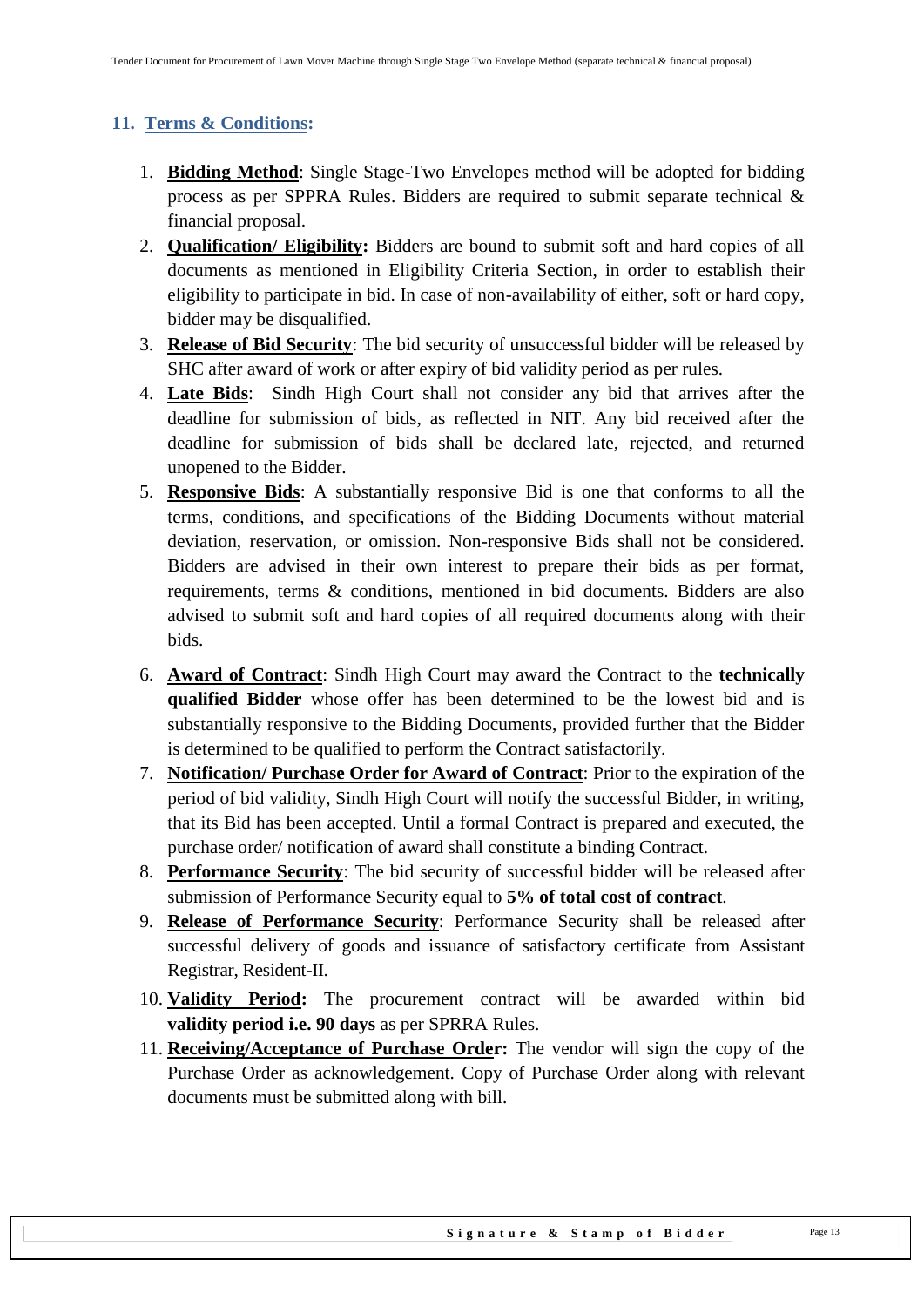## 11. Terms & Conditions:

1. **Bidding Method**: Single Stage-Two Envelopes method will be adopted for bidding process as per SPPRA Rules. Bidders are required to submit separate technical & financial proposal.
2. **Qualification/ Eligibility:** Bidders are bound to submit soft and hard copies of all documents as mentioned in Eligibility Criteria Section, in order to establish their eligibility to participate in bid. In case of non-availability of either, soft or hard copy, bidder may be disqualified.
3. **Release of Bid Security**: The bid security of unsuccessful bidder will be released by SHC after award of work or after expiry of bid validity period as per rules.
4. **Late Bids**: Sindh High Court shall not consider any bid that arrives after the deadline for submission of bids, as reflected in NIT. Any bid received after the deadline for submission of bids shall be declared late, rejected, and returned unopened to the Bidder.
5. **Responsive Bids**: A substantially responsive Bid is one that conforms to all the terms, conditions, and specifications of the Bidding Documents without material deviation, reservation, or omission. Non-responsive Bids shall not be considered. Bidders are advised in their own interest to prepare their bids as per format, requirements, terms & conditions, mentioned in bid documents. Bidders are also advised to submit soft and hard copies of all required documents along with their bids.
6. **Award of Contract**: Sindh High Court may award the Contract to the **technically qualified Bidder** whose offer has been determined to be the lowest bid and is substantially responsive to the Bidding Documents, provided further that the Bidder is determined to be qualified to perform the Contract satisfactorily.
7. **Notification/ Purchase Order for Award of Contract**: Prior to the expiration of the period of bid validity, Sindh High Court will notify the successful Bidder, in writing, that its Bid has been accepted. Until a formal Contract is prepared and executed, the purchase order/ notification of award shall constitute a binding Contract.
8. **Performance Security**: The bid security of successful bidder will be released after submission of Performance Security equal to **5% of total cost of contract**.
9. **Release of Performance Security**: Performance Security shall be released after successful delivery of goods and issuance of satisfactory certificate from Assistant Registrar, Resident-II.
10. **Validity Period:** The procurement contract will be awarded within bid **validity period i.e. 90 days** as per SPRRA Rules.
11. **Receiving/Acceptance of Purchase Order:** The vendor will sign the copy of the Purchase Order as acknowledgement. Copy of Purchase Order along with relevant documents must be submitted along with bill.

**Signature & Stamp of Bidder**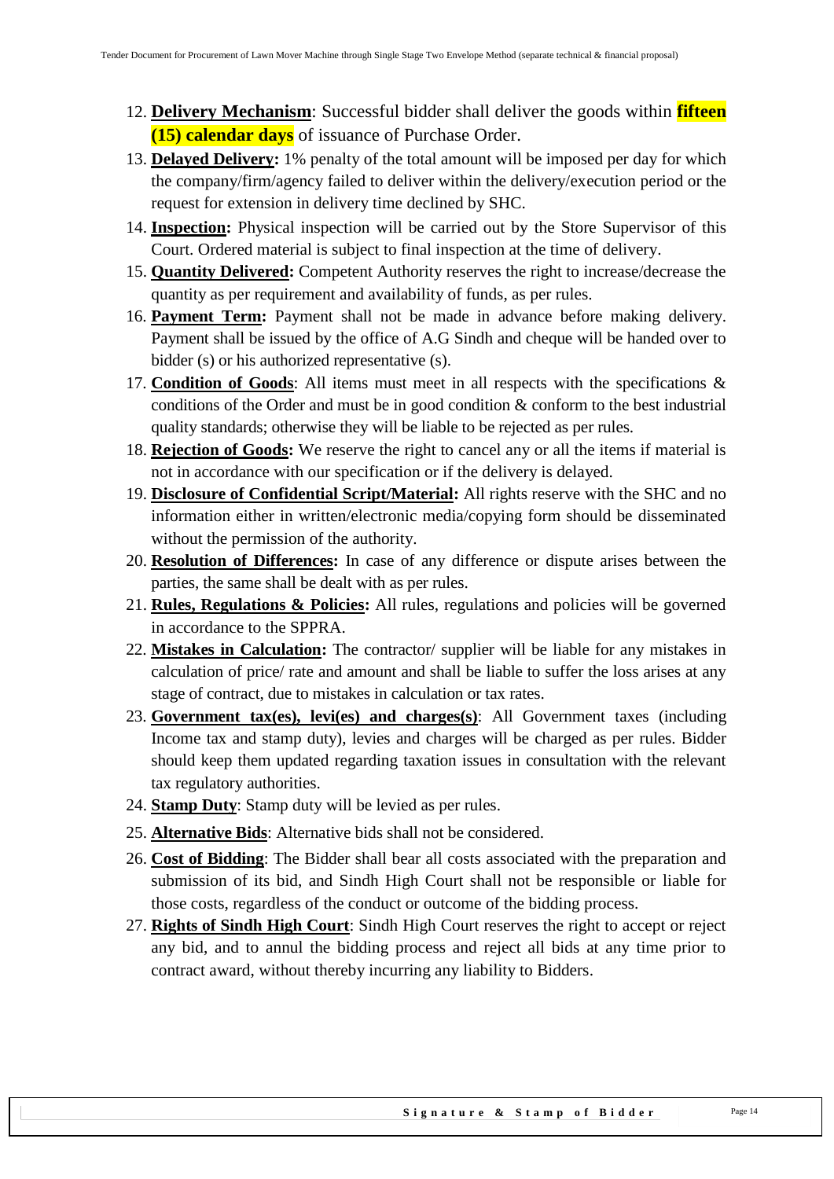12. **Delivery Mechanism**: Successful bidder shall deliver the goods within **fifteen (15) calendar days** of issuance of Purchase Order.
13. **Delayed Delivery:** 1% penalty of the total amount will be imposed per day for which the company/firm/agency failed to deliver within the delivery/execution period or the request for extension in delivery time declined by SHC.
14. **Inspection:** Physical inspection will be carried out by the Store Supervisor of this Court. Ordered material is subject to final inspection at the time of delivery.
15. **Quantity Delivered:** Competent Authority reserves the right to increase/decrease the quantity as per requirement and availability of funds, as per rules.
16. **Payment Term:** Payment shall not be made in advance before making delivery. Payment shall be issued by the office of A.G Sindh and cheque will be handed over to bidder (s) or his authorized representative (s).
17. **Condition of Goods**: All items must meet in all respects with the specifications & conditions of the Order and must be in good condition & conform to the best industrial quality standards; otherwise they will be liable to be rejected as per rules.
18. **Rejection of Goods:** We reserve the right to cancel any or all the items if material is not in accordance with our specification or if the delivery is delayed.
19. **Disclosure of Confidential Script/Material:** All rights reserve with the SHC and no information either in written/electronic media/copying form should be disseminated without the permission of the authority.
20. **Resolution of Differences:** In case of any difference or dispute arises between the parties, the same shall be dealt with as per rules.
21. **Rules, Regulations & Policies:** All rules, regulations and policies will be governed in accordance to the SPPRA.
22. **Mistakes in Calculation:** The contractor/ supplier will be liable for any mistakes in calculation of price/ rate and amount and shall be liable to suffer the loss arises at any stage of contract, due to mistakes in calculation or tax rates.
23. **Government tax(es), levi(es) and charges(s)**: All Government taxes (including Income tax and stamp duty), levies and charges will be charged as per rules. Bidder should keep them updated regarding taxation issues in consultation with the relevant tax regulatory authorities.
24. **Stamp Duty**: Stamp duty will be levied as per rules.
25. **Alternative Bids**: Alternative bids shall not be considered.
26. **Cost of Bidding**: The Bidder shall bear all costs associated with the preparation and submission of its bid, and Sindh High Court shall not be responsible or liable for those costs, regardless of the conduct or outcome of the bidding process.
27. **Rights of Sindh High Court**: Sindh High Court reserves the right to accept or reject any bid, and to annul the bidding process and reject all bids at any time prior to contract award, without thereby incurring any liability to Bidders.

**Signature & Stamp of Bidder**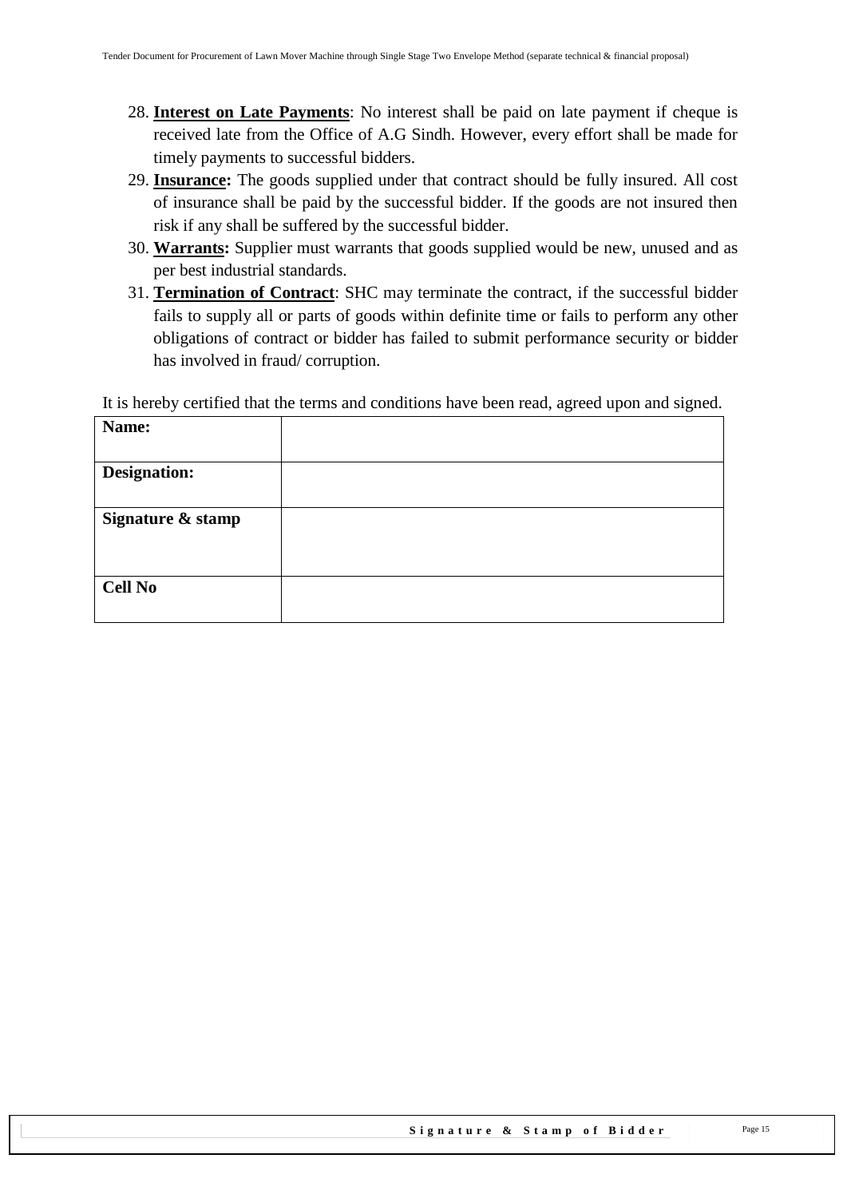28. **Interest on Late Payments**: No interest shall be paid on late payment if cheque is received late from the Office of A.G Sindh. However, every effort shall be made for timely payments to successful bidders.
29. **Insurance:** The goods supplied under that contract should be fully insured. All cost of insurance shall be paid by the successful bidder. If the goods are not insured then risk if any shall be suffered by the successful bidder.
30. **Warrants:** Supplier must warrants that goods supplied would be new, unused and as per best industrial standards.
31. **Termination of Contract**: SHC may terminate the contract, if the successful bidder fails to supply all or parts of goods within definite time or fails to perform any other obligations of contract or bidder has failed to submit performance security or bidder has involved in fraud/ corruption.

It is hereby certified that the terms and conditions have been read, agreed upon and signed.

| **Name:** | |
|---|---|
| **Designation:** | |
| **Signature & stamp** | |
| **Cell No** | |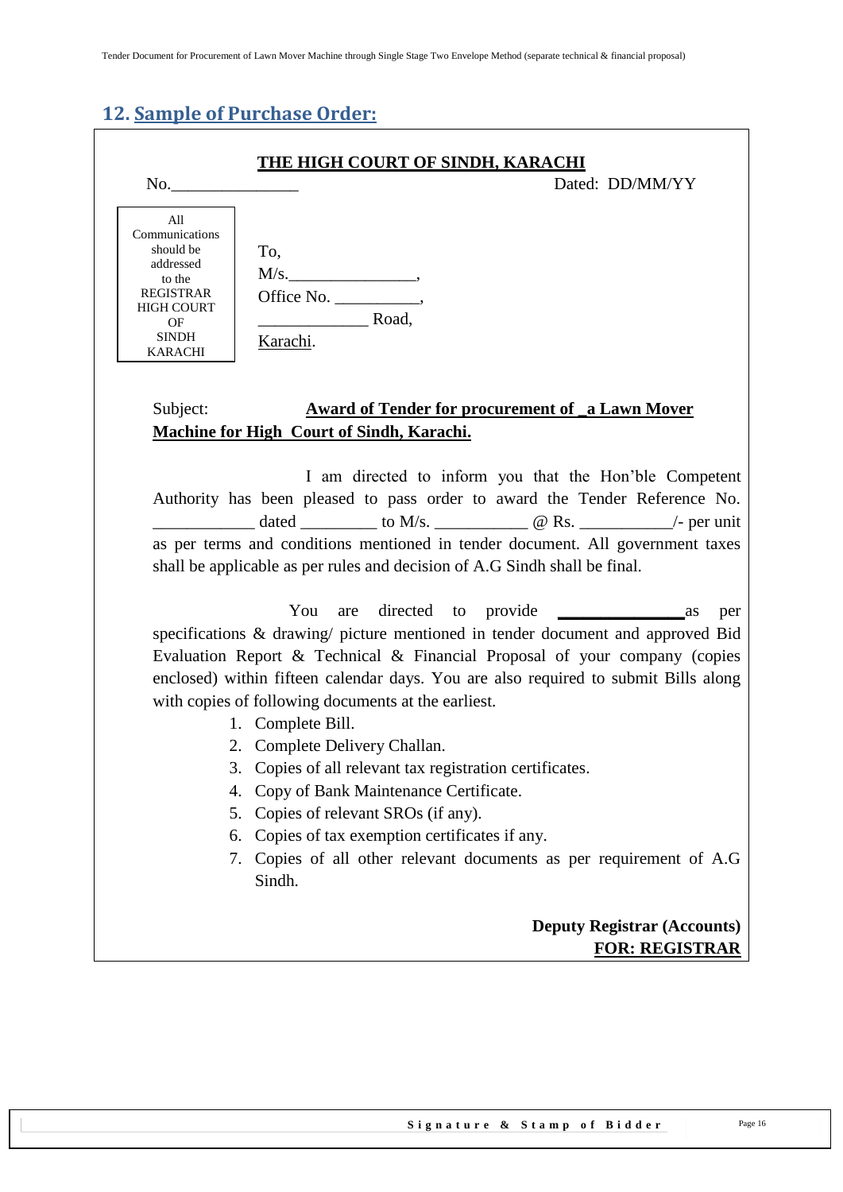## 12. Sample of Purchase Order:

**THE HIGH COURT OF SINDH, KARACHI**

No.______________ Dated: DD/MM/YY

| All Communications should be addressed to the REGISTRAR HIGH COURT OF SINDH KARACHI |
|---|

To,
M/s.______________,
Office No. __________,
____________ Road,
Karachi.

Subject: **Award of Tender for procurement of _a Lawn Mover Machine for High Court of Sindh, Karachi.**

I am directed to inform you that the Hon'ble Competent Authority has been pleased to pass order to award the Tender Reference No. ___________ dated _________ to M/s. ___________ @ Rs. ___________/- per unit as per terms and conditions mentioned in tender document. All government taxes shall be applicable as per rules and decision of A.G Sindh shall be final.

You are directed to provide **______________** as per specifications & drawing/ picture mentioned in tender document and approved Bid Evaluation Report & Technical & Financial Proposal of your company (copies enclosed) within fifteen calendar days. You are also required to submit Bills along with copies of following documents at the earliest.

1. Complete Bill.
2. Complete Delivery Challan.
3. Copies of all relevant tax registration certificates.
4. Copy of Bank Maintenance Certificate.
5. Copies of relevant SROs (if any).
6. Copies of tax exemption certificates if any.
7. Copies of all other relevant documents as per requirement of A.G Sindh.

**Deputy Registrar (Accounts)**
**FOR: REGISTRAR**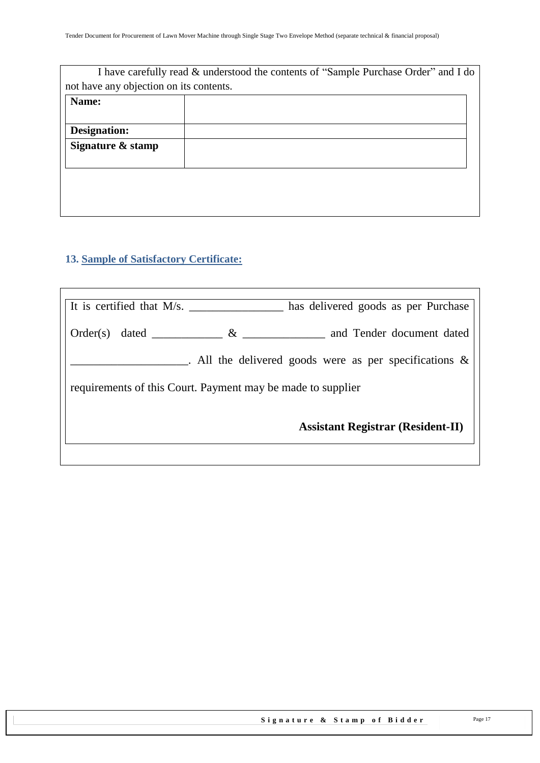I have carefully read & understood the contents of "Sample Purchase Order" and I do not have any objection on its contents.

| **Name:** | |
|---|---|
| **Designation:** | |
| **Signature & stamp** | |

### 13. Sample of Satisfactory Certificate:

It is certified that M/s. ________________ has delivered goods as per Purchase Order(s) dated ____________ & ______________ and Tender document dated ____________________. All the delivered goods were as per specifications & requirements of this Court. Payment may be made to supplier

**Assistant Registrar (Resident-II)**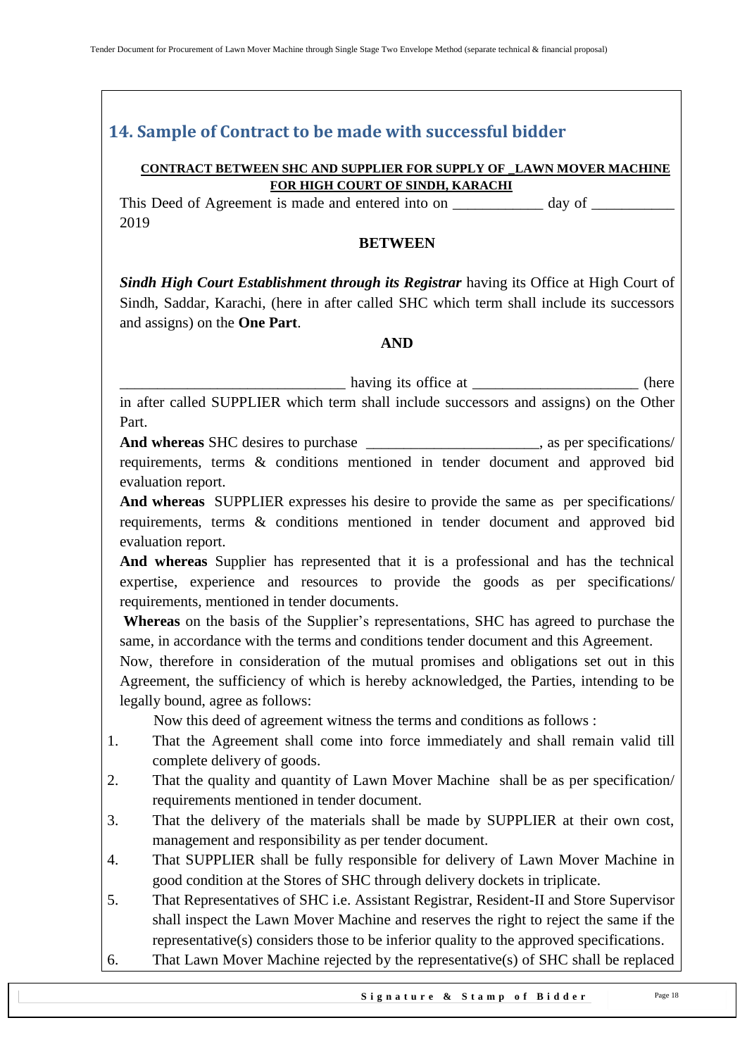## 14. Sample of Contract to be made with successful bidder

**CONTRACT BETWEEN SHC AND SUPPLIER FOR SUPPLY OF _LAWN MOVER MACHINE FOR HIGH COURT OF SINDH, KARACHI**

This Deed of Agreement is made and entered into on ____________ day of ___________ 2019

**BETWEEN**

***Sindh High Court Establishment through its Registrar*** having its Office at High Court of Sindh, Saddar, Karachi, (here in after called SHC which term shall include its successors and assigns) on the **One Part**.

**AND**

______________________________ having its office at ______________________ (here in after called SUPPLIER which term shall include successors and assigns) on the Other Part.

**And whereas** SHC desires to purchase _______________________, as per specifications/ requirements, terms & conditions mentioned in tender document and approved bid evaluation report.

**And whereas** SUPPLIER expresses his desire to provide the same as per specifications/ requirements, terms & conditions mentioned in tender document and approved bid evaluation report.

**And whereas** Supplier has represented that it is a professional and has the technical expertise, experience and resources to provide the goods as per specifications/ requirements, mentioned in tender documents.

**Whereas** on the basis of the Supplier's representations, SHC has agreed to purchase the same, in accordance with the terms and conditions tender document and this Agreement.

Now, therefore in consideration of the mutual promises and obligations set out in this Agreement, the sufficiency of which is hereby acknowledged, the Parties, intending to be legally bound, agree as follows:

Now this deed of agreement witness the terms and conditions as follows :

1. That the Agreement shall come into force immediately and shall remain valid till complete delivery of goods.
2. That the quality and quantity of Lawn Mover Machine shall be as per specification/ requirements mentioned in tender document.
3. That the delivery of the materials shall be made by SUPPLIER at their own cost, management and responsibility as per tender document.
4. That SUPPLIER shall be fully responsible for delivery of Lawn Mover Machine in good condition at the Stores of SHC through delivery dockets in triplicate.
5. That Representatives of SHC i.e. Assistant Registrar, Resident-II and Store Supervisor shall inspect the Lawn Mover Machine and reserves the right to reject the same if the representative(s) considers those to be inferior quality to the approved specifications.
6. That Lawn Mover Machine rejected by the representative(s) of SHC shall be replaced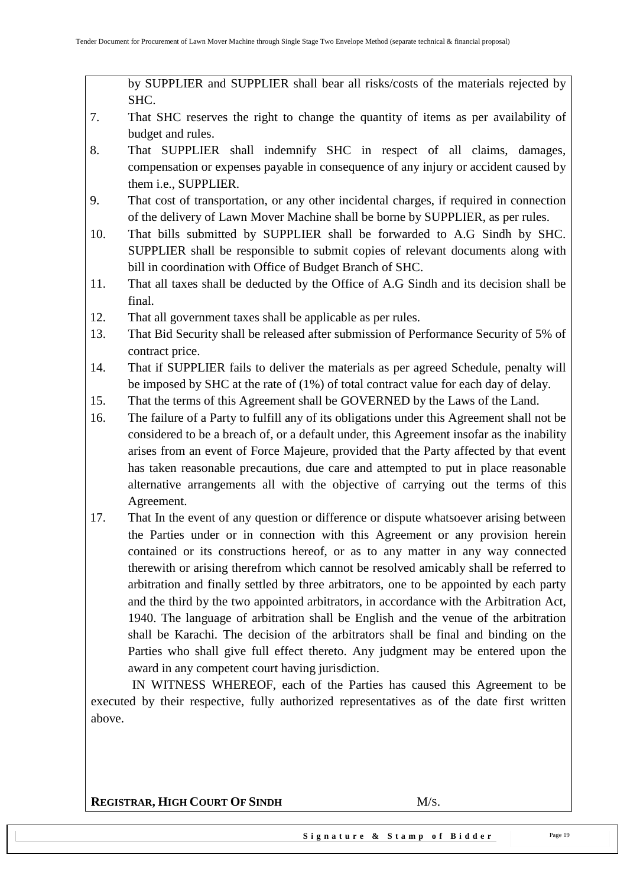by SUPPLIER and SUPPLIER shall bear all risks/costs of the materials rejected by SHC.

7. That SHC reserves the right to change the quantity of items as per availability of budget and rules.
8. That SUPPLIER shall indemnify SHC in respect of all claims, damages, compensation or expenses payable in consequence of any injury or accident caused by them i.e., SUPPLIER.
9. That cost of transportation, or any other incidental charges, if required in connection of the delivery of Lawn Mover Machine shall be borne by SUPPLIER, as per rules.
10. That bills submitted by SUPPLIER shall be forwarded to A.G Sindh by SHC. SUPPLIER shall be responsible to submit copies of relevant documents along with bill in coordination with Office of Budget Branch of SHC.
11. That all taxes shall be deducted by the Office of A.G Sindh and its decision shall be final.
12. That all government taxes shall be applicable as per rules.
13. That Bid Security shall be released after submission of Performance Security of 5% of contract price.
14. That if SUPPLIER fails to deliver the materials as per agreed Schedule, penalty will be imposed by SHC at the rate of (1%) of total contract value for each day of delay.
15. That the terms of this Agreement shall be GOVERNED by the Laws of the Land.
16. The failure of a Party to fulfill any of its obligations under this Agreement shall not be considered to be a breach of, or a default under, this Agreement insofar as the inability arises from an event of Force Majeure, provided that the Party affected by that event has taken reasonable precautions, due care and attempted to put in place reasonable alternative arrangements all with the objective of carrying out the terms of this Agreement.
17. That In the event of any question or difference or dispute whatsoever arising between the Parties under or in connection with this Agreement or any provision herein contained or its constructions hereof, or as to any matter in any way connected therewith or arising therefrom which cannot be resolved amicably shall be referred to arbitration and finally settled by three arbitrators, one to be appointed by each party and the third by the two appointed arbitrators, in accordance with the Arbitration Act, 1940. The language of arbitration shall be English and the venue of the arbitration shall be Karachi. The decision of the arbitrators shall be final and binding on the Parties who shall give full effect thereto. Any judgment may be entered upon the award in any competent court having jurisdiction.

IN WITNESS WHEREOF, each of the Parties has caused this Agreement to be executed by their respective, fully authorized representatives as of the date first written above.

**REGISTRAR, HIGH COURT OF SINDH** M/S.

**Signature & Stamp of Bidder**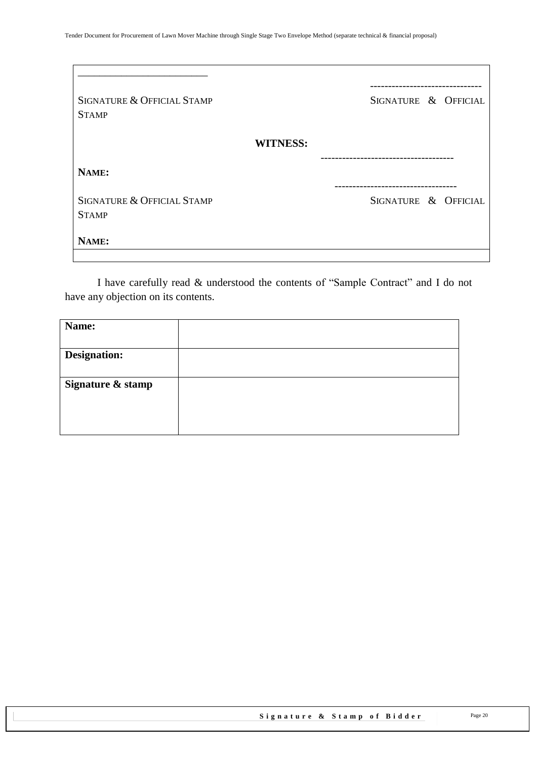| | |
|---|---|
| ____________________________<br><br>SIGNATURE & OFFICIAL STAMP | -------------------------------<br><br>SIGNATURE & OFFICIAL STAMP |
| **WITNESS:** | |
| **NAME:** | ------------------------------------ |
| SIGNATURE & OFFICIAL STAMP | ---------------------------------<br><br>SIGNATURE & OFFICIAL STAMP |
| **NAME:** | |

I have carefully read & understood the contents of "Sample Contract" and I do not have any objection on its contents.

| **Name:** | |
|---|---|
| **Designation:** | |
| **Signature & stamp** | |

**Signature & Stamp of Bidder**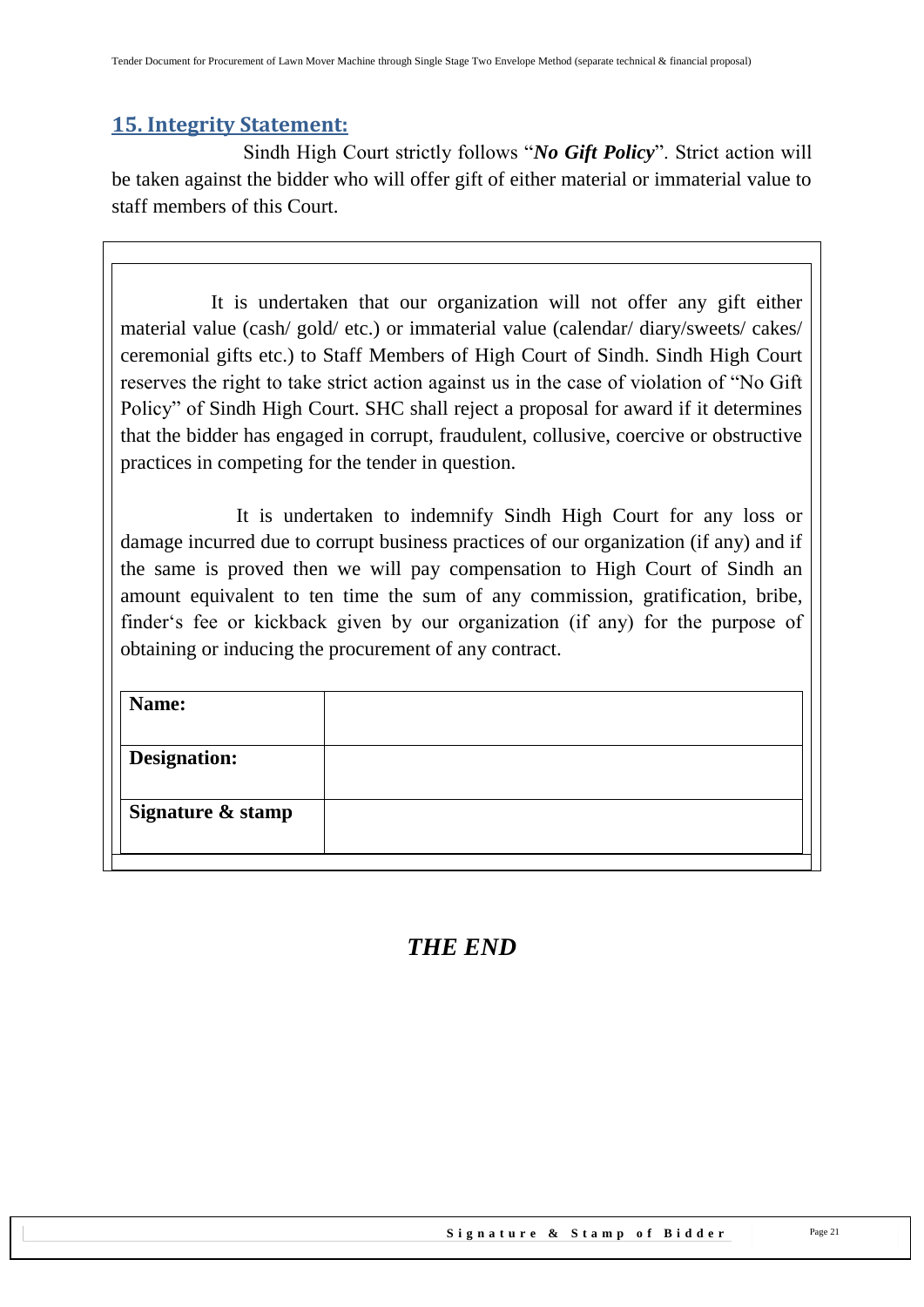## 15. Integrity Statement:

Sindh High Court strictly follows "***No Gift Policy***". Strict action will be taken against the bidder who will offer gift of either material or immaterial value to staff members of this Court.

It is undertaken that our organization will not offer any gift either material value (cash/ gold/ etc.) or immaterial value (calendar/ diary/sweets/ cakes/ ceremonial gifts etc.) to Staff Members of High Court of Sindh. Sindh High Court reserves the right to take strict action against us in the case of violation of "No Gift Policy" of Sindh High Court. SHC shall reject a proposal for award if it determines that the bidder has engaged in corrupt, fraudulent, collusive, coercive or obstructive practices in competing for the tender in question.

It is undertaken to indemnify Sindh High Court for any loss or damage incurred due to corrupt business practices of our organization (if any) and if the same is proved then we will pay compensation to High Court of Sindh an amount equivalent to ten time the sum of any commission, gratification, bribe, finder's fee or kickback given by our organization (if any) for the purpose of obtaining or inducing the procurement of any contract.

| | |
|---|---|
| **Name:** | |
| **Designation:** | |
| **Signature & stamp** | |

## *THE END*

**Signature & Stamp of Bidder**